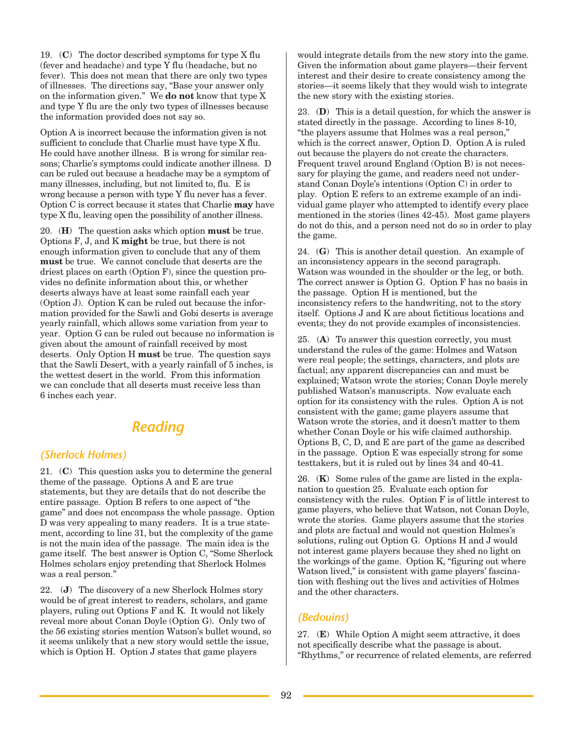19. (**C**) The doctor described symptoms for type X flu (fever and headache) and type Y flu (headache, but no fever). This does not mean that there are only two types of illnesses. The directions say, "Base your answer only on the information given." We **do not** know that type X and type Y flu are the only two types of illnesses because the information provided does not say so.

Option A is incorrect because the information given is not sufficient to conclude that Charlie must have type X flu. He could have another illness. B is wrong for similar reasons; Charlie's symptoms could indicate another illness. D can be ruled out because a headache may be a symptom of many illnesses, including, but not limited to, flu. E is wrong because a person with type Y flu never has a fever. Option C is correct because it states that Charlie **may** have type X flu, leaving open the possibility of another illness.

20. (**H**) The question asks which option **must** be true. Options F, J, and K **might** be true, but there is not enough information given to conclude that any of them **must** be true. We cannot conclude that deserts are the driest places on earth (Option F), since the question provides no definite information about this, or whether deserts always have at least some rainfall each year (Option J). Option K can be ruled out because the information provided for the Sawli and Gobi deserts is average yearly rainfall, which allows some variation from year to year. Option G can be ruled out because no information is given about the amount of rainfall received by most deserts. Only Option H **must** be true. The question says that the Sawli Desert, with a yearly rainfall of 5 inches, is the wettest desert in the world. From this information we can conclude that all deserts must receive less than 6 inches each year.

## Reading

### (Sherlock Holmes)

21. (**C**) This question asks you to determine the general theme of the passage. Options A and E are true statements, but they are details that do not describe the entire passage. Option B refers to one aspect of "the game" and does not encompass the whole passage. Option D was very appealing to many readers. It is a true statement, according to line 31, but the complexity of the game is not the main idea of the passage. The main idea is the game itself. The best answer is Option C, "Some Sherlock Holmes scholars enjoy pretending that Sherlock Holmes was a real person."

22. (**J**) The discovery of a new Sherlock Holmes story would be of great interest to readers, scholars, and game players, ruling out Options F and K. It would not likely reveal more about Conan Doyle (Option G). Only two of the 56 existing stories mention Watson's bullet wound, so it seems unlikely that a new story would settle the issue, which is Option H. Option J states that game players would integrate details from the new story into the game. Given the information about game players—their fervent interest and their desire to create consistency among the stories—it seems likely that they would wish to integrate the new story with the existing stories.

23. (**D**) This is a detail question, for which the answer is stated directly in the passage. According to lines 8-10, "the players assume that Holmes was a real person," which is the correct answer, Option D. Option A is ruled out because the players do not create the characters. Frequent travel around England (Option B) is not necessary for playing the game, and readers need not understand Conan Doyle's intentions (Option C) in order to play. Option E refers to an extreme example of an individual game player who attempted to identify every place mentioned in the stories (lines 42-45). Most game players do not do this, and a person need not do so in order to play the game.

24. (**G**) This is another detail question. An example of an inconsistency appears in the second paragraph. Watson was wounded in the shoulder or the leg, or both. The correct answer is Option G. Option F has no basis in the passage. Option H is mentioned, but the inconsistency refers to the handwriting, not to the story itself. Options J and K are about fictitious locations and events; they do not provide examples of inconsistencies.

25. (**A**) To answer this question correctly, you must understand the rules of the game: Holmes and Watson were real people; the settings, characters, and plots are factual; any apparent discrepancies can and must be explained; Watson wrote the stories; Conan Doyle merely published Watson's manuscripts. Now evaluate each option for its consistency with the rules. Option A is not consistent with the game; game players assume that Watson wrote the stories, and it doesn't matter to them whether Conan Doyle or his wife claimed authorship. Options B, C, D, and E are part of the game as described in the passage. Option E was especially strong for some testtakers, but it is ruled out by lines 34 and 40-41.

26. (**K**) Some rules of the game are listed in the explanation to question 25. Evaluate each option for consistency with the rules. Option F is of little interest to game players, who believe that Watson, not Conan Doyle, wrote the stories. Game players assume that the stories and plots are factual and would not question Holmes's solutions, ruling out Option G. Options H and J would not interest game players because they shed no light on the workings of the game. Option K, "figuring out where Watson lived," is consistent with game players' fascination with fleshing out the lives and activities of Holmes and the other characters.

### (Bedouins)

27. (**E**) While Option A might seem attractive, it does not specifically describe what the passage is about. "Rhythms," or recurrence of related elements, are referred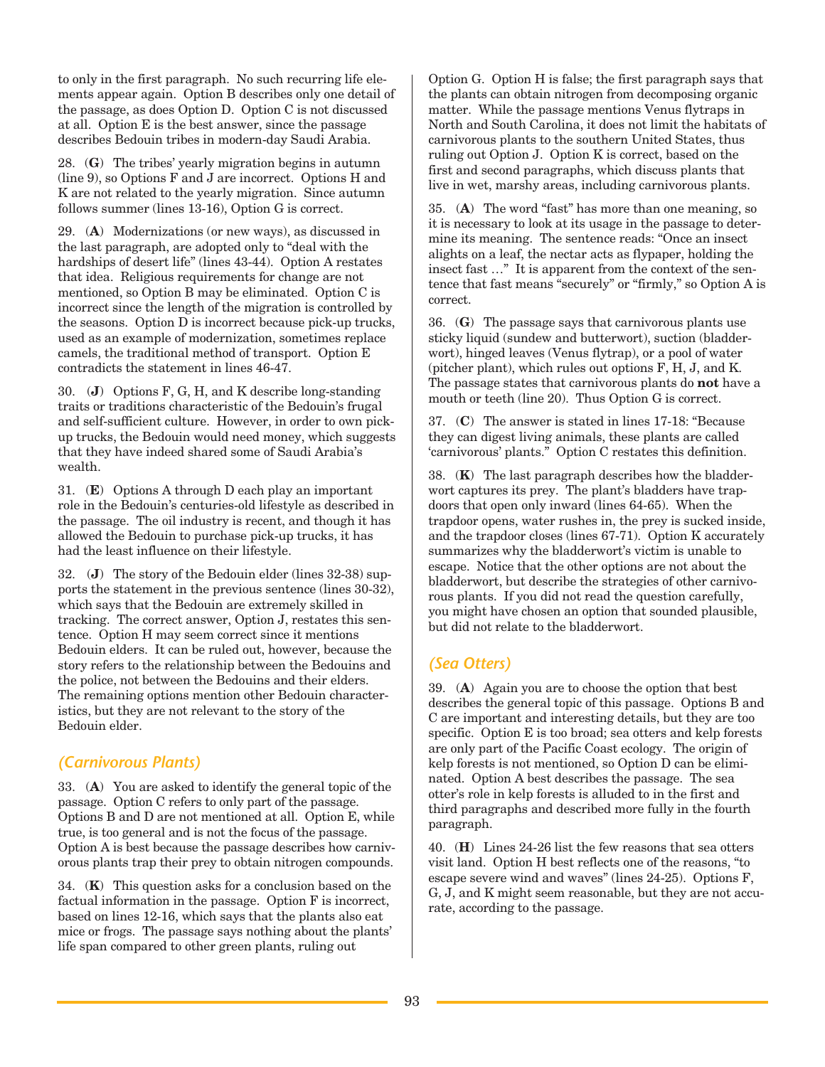to only in the first paragraph. No such recurring life elements appear again. Option B describes only one detail of the passage, as does Option D. Option C is not discussed at all. Option E is the best answer, since the passage describes Bedouin tribes in modern-day Saudi Arabia.

28. (**G**) The tribes' yearly migration begins in autumn (line 9), so Options F and J are incorrect. Options H and K are not related to the yearly migration. Since autumn follows summer (lines 13-16), Option G is correct.

29. (**A**) Modernizations (or new ways), as discussed in the last paragraph, are adopted only to "deal with the hardships of desert life" (lines 43-44). Option A restates that idea. Religious requirements for change are not mentioned, so Option B may be eliminated. Option C is incorrect since the length of the migration is controlled by the seasons. Option D is incorrect because pick-up trucks, used as an example of modernization, sometimes replace camels, the traditional method of transport. Option E contradicts the statement in lines 46-47.

30. (**J**) Options F, G, H, and K describe long-standing traits or traditions characteristic of the Bedouin's frugal and self-sufficient culture. However, in order to own pick-up trucks, the Bedouin would need money, which suggests that they have indeed shared some of Saudi Arabia's wealth.

31. (**E**) Options A through D each play an important role in the Bedouin's centuries-old lifestyle as described in the passage. The oil industry is recent, and though it has allowed the Bedouin to purchase pick-up trucks, it has had the least influence on their lifestyle.

32. (**J**) The story of the Bedouin elder (lines 32-38) supports the statement in the previous sentence (lines 30-32), which says that the Bedouin are extremely skilled in tracking. The correct answer, Option J, restates this sentence. Option H may seem correct since it mentions Bedouin elders. It can be ruled out, however, because the story refers to the relationship between the Bedouins and the police, not between the Bedouins and their elders. The remaining options mention other Bedouin characteristics, but they are not relevant to the story of the Bedouin elder.

## *(Carnivorous Plants)*

33. (**A**) You are asked to identify the general topic of the passage. Option C refers to only part of the passage. Options B and D are not mentioned at all. Option E, while true, is too general and is not the focus of the passage. Option A is best because the passage describes how carnivorous plants trap their prey to obtain nitrogen compounds.

34. (**K**) This question asks for a conclusion based on the factual information in the passage. Option F is incorrect, based on lines 12-16, which says that the plants also eat mice or frogs. The passage says nothing about the plants' life span compared to other green plants, ruling out Option G. Option H is false; the first paragraph says that the plants can obtain nitrogen from decomposing organic matter. While the passage mentions Venus flytraps in North and South Carolina, it does not limit the habitats of carnivorous plants to the southern United States, thus ruling out Option J. Option K is correct, based on the first and second paragraphs, which discuss plants that live in wet, marshy areas, including carnivorous plants.

35. (**A**) The word "fast" has more than one meaning, so it is necessary to look at its usage in the passage to determine its meaning. The sentence reads: "Once an insect alights on a leaf, the nectar acts as flypaper, holding the insect fast …" It is apparent from the context of the sentence that fast means "securely" or "firmly," so Option A is correct.

36. (**G**) The passage says that carnivorous plants use sticky liquid (sundew and butterwort), suction (bladderwort), hinged leaves (Venus flytrap), or a pool of water (pitcher plant), which rules out options F, H, J, and K. The passage states that carnivorous plants do **not** have a mouth or teeth (line 20). Thus Option G is correct.

37. (**C**) The answer is stated in lines 17-18: "Because they can digest living animals, these plants are called 'carnivorous' plants." Option C restates this definition.

38. (**K**) The last paragraph describes how the bladderwort captures its prey. The plant's bladders have trapdoors that open only inward (lines 64-65). When the trapdoor opens, water rushes in, the prey is sucked inside, and the trapdoor closes (lines 67-71). Option K accurately summarizes why the bladderwort's victim is unable to escape. Notice that the other options are not about the bladderwort, but describe the strategies of other carnivorous plants. If you did not read the question carefully, you might have chosen an option that sounded plausible, but did not relate to the bladderwort.

## *(Sea Otters)*

39. (**A**) Again you are to choose the option that best describes the general topic of this passage. Options B and C are important and interesting details, but they are too specific. Option E is too broad; sea otters and kelp forests are only part of the Pacific Coast ecology. The origin of kelp forests is not mentioned, so Option D can be eliminated. Option A best describes the passage. The sea otter's role in kelp forests is alluded to in the first and third paragraphs and described more fully in the fourth paragraph.

40. (**H**) Lines 24-26 list the few reasons that sea otters visit land. Option H best reflects one of the reasons, "to escape severe wind and waves" (lines 24-25). Options F, G, J, and K might seem reasonable, but they are not accurate, according to the passage.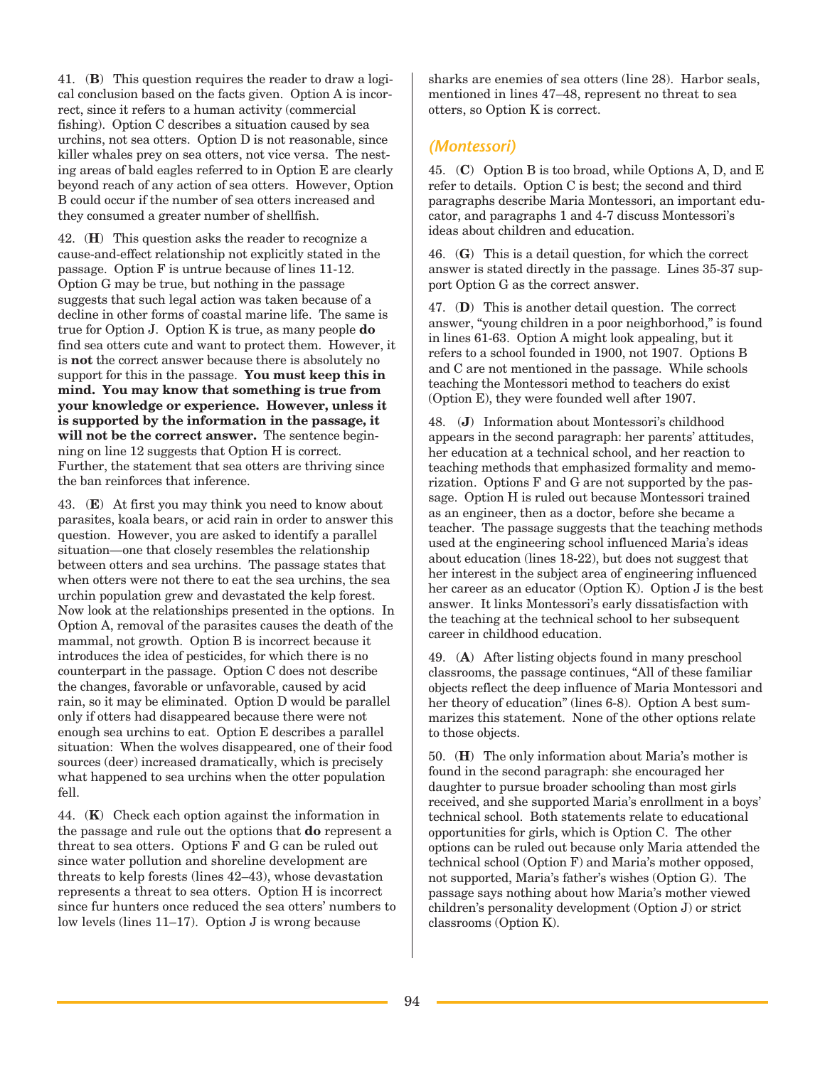41. (**B**) This question requires the reader to draw a logical conclusion based on the facts given. Option A is incorrect, since it refers to a human activity (commercial fishing). Option C describes a situation caused by sea urchins, not sea otters. Option D is not reasonable, since killer whales prey on sea otters, not vice versa. The nesting areas of bald eagles referred to in Option E are clearly beyond reach of any action of sea otters. However, Option B could occur if the number of sea otters increased and they consumed a greater number of shellfish.

42. (**H**) This question asks the reader to recognize a cause-and-effect relationship not explicitly stated in the passage. Option F is untrue because of lines 11-12. Option G may be true, but nothing in the passage suggests that such legal action was taken because of a decline in other forms of coastal marine life. The same is true for Option J. Option K is true, as many people **do** find sea otters cute and want to protect them. However, it is **not** the correct answer because there is absolutely no support for this in the passage. **You must keep this in mind. You may know that something is true from your knowledge or experience. However, unless it is supported by the information in the passage, it will not be the correct answer.** The sentence beginning on line 12 suggests that Option H is correct. Further, the statement that sea otters are thriving since the ban reinforces that inference.

43. (**E**) At first you may think you need to know about parasites, koala bears, or acid rain in order to answer this question. However, you are asked to identify a parallel situation—one that closely resembles the relationship between otters and sea urchins. The passage states that when otters were not there to eat the sea urchins, the sea urchin population grew and devastated the kelp forest. Now look at the relationships presented in the options. In Option A, removal of the parasites causes the death of the mammal, not growth. Option B is incorrect because it introduces the idea of pesticides, for which there is no counterpart in the passage. Option C does not describe the changes, favorable or unfavorable, caused by acid rain, so it may be eliminated. Option D would be parallel only if otters had disappeared because there were not enough sea urchins to eat. Option E describes a parallel situation: When the wolves disappeared, one of their food sources (deer) increased dramatically, which is precisely what happened to sea urchins when the otter population fell.

44. (**K**) Check each option against the information in the passage and rule out the options that **do** represent a threat to sea otters. Options F and G can be ruled out since water pollution and shoreline development are threats to kelp forests (lines 42–43), whose devastation represents a threat to sea otters. Option H is incorrect since fur hunters once reduced the sea otters' numbers to low levels (lines 11–17). Option J is wrong because sharks are enemies of sea otters (line 28). Harbor seals, mentioned in lines 47–48, represent no threat to sea otters, so Option K is correct.

### *(Montessori)*

45. (**C**) Option B is too broad, while Options A, D, and E refer to details. Option C is best; the second and third paragraphs describe Maria Montessori, an important educator, and paragraphs 1 and 4-7 discuss Montessori's ideas about children and education.

46. (**G**) This is a detail question, for which the correct answer is stated directly in the passage. Lines 35-37 support Option G as the correct answer.

47. (**D**) This is another detail question. The correct answer, "young children in a poor neighborhood," is found in lines 61-63. Option A might look appealing, but it refers to a school founded in 1900, not 1907. Options B and C are not mentioned in the passage. While schools teaching the Montessori method to teachers do exist (Option E), they were founded well after 1907.

48. (**J**) Information about Montessori's childhood appears in the second paragraph: her parents' attitudes, her education at a technical school, and her reaction to teaching methods that emphasized formality and memorization. Options F and G are not supported by the passage. Option H is ruled out because Montessori trained as an engineer, then as a doctor, before she became a teacher. The passage suggests that the teaching methods used at the engineering school influenced Maria's ideas about education (lines 18-22), but does not suggest that her interest in the subject area of engineering influenced her career as an educator (Option K). Option J is the best answer. It links Montessori's early dissatisfaction with the teaching at the technical school to her subsequent career in childhood education.

49. (**A**) After listing objects found in many preschool classrooms, the passage continues, "All of these familiar objects reflect the deep influence of Maria Montessori and her theory of education" (lines 6-8). Option A best summarizes this statement. None of the other options relate to those objects.

50. (**H**) The only information about Maria's mother is found in the second paragraph: she encouraged her daughter to pursue broader schooling than most girls received, and she supported Maria's enrollment in a boys' technical school. Both statements relate to educational opportunities for girls, which is Option C. The other options can be ruled out because only Maria attended the technical school (Option F) and Maria's mother opposed, not supported, Maria's father's wishes (Option G). The passage says nothing about how Maria's mother viewed children's personality development (Option J) or strict classrooms (Option K).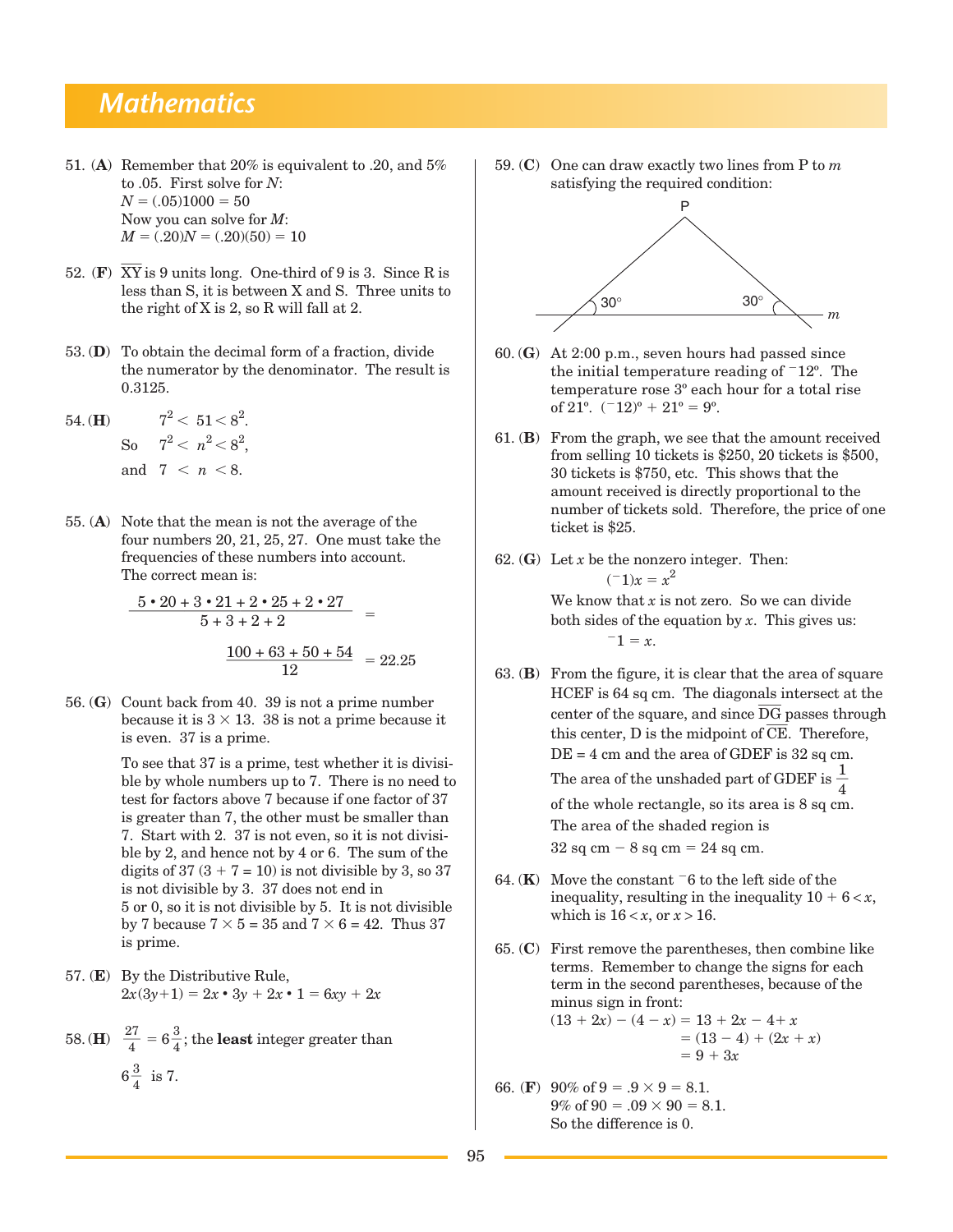## Mathematics

51. **(A)** Remember that 20% is equivalent to .20, and 5% to .05. First solve for $N$:
$N = (.05)1000 = 50$
Now you can solve for $M$:
$M = (.20)N = (.20)(50) = 10$

52. **(F)** $\overline{XY}$ is 9 units long. One-third of 9 is 3. Since R is less than S, it is between X and S. Three units to the right of X is 2, so R will fall at 2.

53. **(D)** To obtain the decimal form of a fraction, divide the numerator by the denominator. The result is 0.3125.

54. **(H)**
$7^2 < 51 < 8^2.$
So $7^2 < n^2 < 8^2,$
and $7 < n < 8.$

55. **(A)** Note that the mean is not the average of the four numbers 20, 21, 25, 27. One must take the frequencies of these numbers into account. The correct mean is:

$$\frac{5 \cdot 20 + 3 \cdot 21 + 2 \cdot 25 + 2 \cdot 27}{5 + 3 + 2 + 2} =$$

$$\frac{100 + 63 + 50 + 54}{12} = 22.25$$

56. **(G)** Count back from 40. 39 is not a prime number because it is $3 \times 13$. 38 is not a prime because it is even. 37 is a prime.

To see that 37 is a prime, test whether it is divisible by whole numbers up to 7. There is no need to test for factors above 7 because if one factor of 37 is greater than 7, the other must be smaller than 7. Start with 2. 37 is not even, so it is not divisible by 2, and hence not by 4 or 6. The sum of the digits of 37 ($3 + 7 = 10$) is not divisible by 3, so 37 is not divisible by 3. 37 does not end in 5 or 0, so it is not divisible by 5. It is not divisible by 7 because $7 \times 5 = 35$ and $7 \times 6 = 42$. Thus 37 is prime.

57. **(E)** By the Distributive Rule,
$2x(3y+1) = 2x \cdot 3y + 2x \cdot 1 = 6xy + 2x$

58. **(H)** $\frac{27}{4} = 6\frac{3}{4}$; the **least** integer greater than $6\frac{3}{4}$ is 7.

59. **(C)** One can draw exactly two lines from P to $m$ satisfying the required condition:

[Figure: point P above line $m$, with two lines from P meeting $m$ at 30° angles]

60. **(G)** At 2:00 p.m., seven hours had passed since the initial temperature reading of $^{-}12^{\circ}$. The temperature rose 3º each hour for a total rise of 21º. $(^{-}12)^{\circ} + 21^{\circ} = 9^{\circ}$.

61. **(B)** From the graph, we see that the amount received from selling 10 tickets is \$250, 20 tickets is \$500, 30 tickets is \$750, etc. This shows that the amount received is directly proportional to the number of tickets sold. Therefore, the price of one ticket is \$25.

62. **(G)** Let $x$ be the nonzero integer. Then:
$(^{-}1)x = x^2$
We know that $x$ is not zero. So we can divide both sides of the equation by $x$. This gives us:
$^{-}1 = x.$

63. **(B)** From the figure, it is clear that the area of square HCEF is 64 sq cm. The diagonals intersect at the center of the square, and since $\overline{DG}$ passes through this center, D is the midpoint of $\overline{CE}$. Therefore, DE = 4 cm and the area of GDEF is 32 sq cm. The area of the unshaded part of GDEF is $\frac{1}{4}$ of the whole rectangle, so its area is 8 sq cm. The area of the shaded region is 32 sq cm − 8 sq cm = 24 sq cm.

64. **(K)** Move the constant $^{-}6$ to the left side of the inequality, resulting in the inequality $10 + 6 < x$, which is $16 < x$, or $x > 16$.

65. **(C)** First remove the parentheses, then combine like terms. Remember to change the signs for each term in the second parentheses, because of the minus sign in front:

$$\begin{aligned}(13 + 2x) - (4 - x) &= 13 + 2x - 4 + x \\ &= (13 - 4) + (2x + x) \\ &= 9 + 3x\end{aligned}$$

66. **(F)** 90% of 9 = $.9 \times 9 = 8.1$.
9% of 90 = $.09 \times 90 = 8.1$.
So the difference is 0.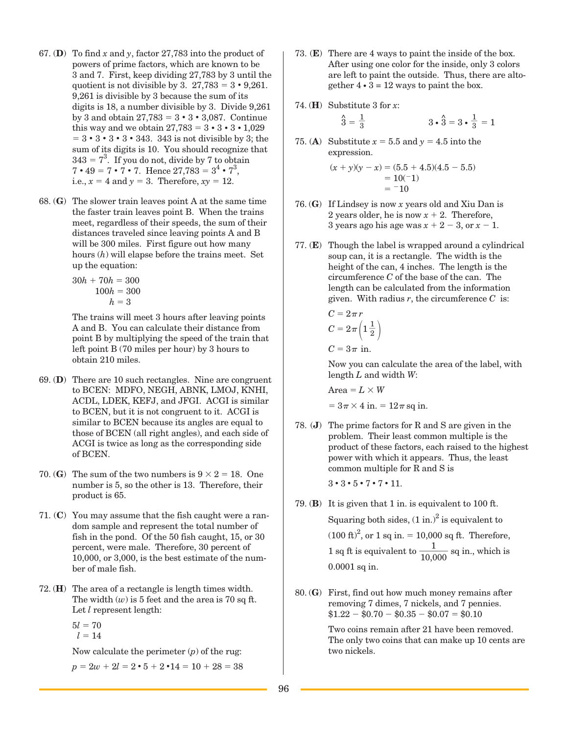67. (**D**) To find $x$ and $y$, factor 27,783 into the product of powers of prime factors, which are known to be 3 and 7. First, keep dividing 27,783 by 3 until the quotient is not divisible by 3. $27{,}783 = 3 \cdot 9{,}261$. 9,261 is divisible by 3 because the sum of its digits is 18, a number divisible by 3. Divide 9,261 by 3 and obtain $27{,}783 = 3 \cdot 3 \cdot 3{,}087$. Continue this way and we obtain $27{,}783 = 3 \cdot 3 \cdot 3 \cdot 1{,}029 = 3 \cdot 3 \cdot 3 \cdot 3 \cdot 343$. 343 is not divisible by 3; the sum of its digits is 10. You should recognize that $343 = 7^3$. If you do not, divide by 7 to obtain $7 \cdot 49 = 7 \cdot 7 \cdot 7$. Hence $27{,}783 = 3^4 \cdot 7^3$, i.e., $x = 4$ and $y = 3$. Therefore, $xy = 12$.

68. (**G**) The slower train leaves point A at the same time the faster train leaves point B. When the trains meet, regardless of their speeds, the sum of their distances traveled since leaving points A and B will be 300 miles. First figure out how many hours ($h$) will elapse before the trains meet. Set up the equation:

$$30h + 70h = 300$$
$$100h = 300$$
$$h = 3$$

The trains will meet 3 hours after leaving points A and B. You can calculate their distance from point B by multiplying the speed of the train that left point B (70 miles per hour) by 3 hours to obtain 210 miles.

69. (**D**) There are 10 such rectangles. Nine are congruent to BCEN: MDFO, NEGH, ABNK, LMOJ, KNHI, ACDL, LDEK, KEFJ, and JFGI. ACGI is similar to BCEN, but it is not congruent to it. ACGI is similar to BCEN because its angles are equal to those of BCEN (all right angles), and each side of ACGI is twice as long as the corresponding side of BCEN.

70. (**G**) The sum of the two numbers is $9 \times 2 = 18$. One number is 5, so the other is 13. Therefore, their product is 65.

71. (**C**) You may assume that the fish caught were a random sample and represent the total number of fish in the pond. Of the 50 fish caught, 15, or 30 percent, were male. Therefore, 30 percent of 10,000, or 3,000, is the best estimate of the number of male fish.

72. (**H**) The area of a rectangle is length times width. The width ($w$) is 5 feet and the area is 70 sq ft. Let $l$ represent length:

$$5l = 70$$
$$l = 14$$

Now calculate the perimeter ($p$) of the rug:

$$p = 2w + 2l = 2 \cdot 5 + 2 \cdot 14 = 10 + 28 = 38$$

73. (**E**) There are 4 ways to paint the inside of the box. After using one color for the inside, only 3 colors are left to paint the outside. Thus, there are altogether $4 \cdot 3 = 12$ ways to paint the box.

74. (**H**) Substitute 3 for $x$:

$$\hat{3} = \frac{1}{3} \qquad 3 \cdot \hat{3} = 3 \cdot \frac{1}{3} = 1$$

75. (**A**) Substitute $x = 5.5$ and $y = 4.5$ into the expression.

$$(x + y)(y - x) = (5.5 + 4.5)(4.5 - 5.5)$$
$$= 10(^{-}1)$$
$$= {}^{-}10$$

76. (**G**) If Lindsey is now $x$ years old and Xiu Dan is 2 years older, he is now $x + 2$. Therefore, 3 years ago his age was $x + 2 - 3$, or $x - 1$.

77. (**E**) Though the label is wrapped around a cylindrical soup can, it is a rectangle. The width is the height of the can, 4 inches. The length is the circumference $C$ of the base of the can. The length can be calculated from the information given. With radius $r$, the circumference $C$ is:

$$C = 2\pi r$$
$$C = 2\pi\left(1\frac{1}{2}\right)$$
$$C = 3\pi \text{ in.}$$

Now you can calculate the area of the label, with length $L$ and width $W$:

$$\text{Area} = L \times W$$
$$= 3\pi \times 4 \text{ in.} = 12\pi \text{ sq in.}$$

78. (**J**) The prime factors for R and S are given in the problem. Their least common multiple is the product of these factors, each raised to the highest power with which it appears. Thus, the least common multiple for R and S is

$$3 \cdot 3 \cdot 5 \cdot 7 \cdot 7 \cdot 11.$$

79. (**B**) It is given that 1 in. is equivalent to 100 ft. Squaring both sides, $(1 \text{ in.})^2$ is equivalent to $(100 \text{ ft})^2$, or 1 sq in. = 10,000 sq ft. Therefore, 1 sq ft is equivalent to $\frac{1}{10{,}000}$ sq in., which is 0.0001 sq in.

80. (**G**) First, find out how much money remains after removing 7 dimes, 7 nickels, and 7 pennies. $\$1.22 - \$0.70 - \$0.35 - \$0.07 = \$0.10$

Two coins remain after 21 have been removed. The only two coins that can make up 10 cents are two nickels.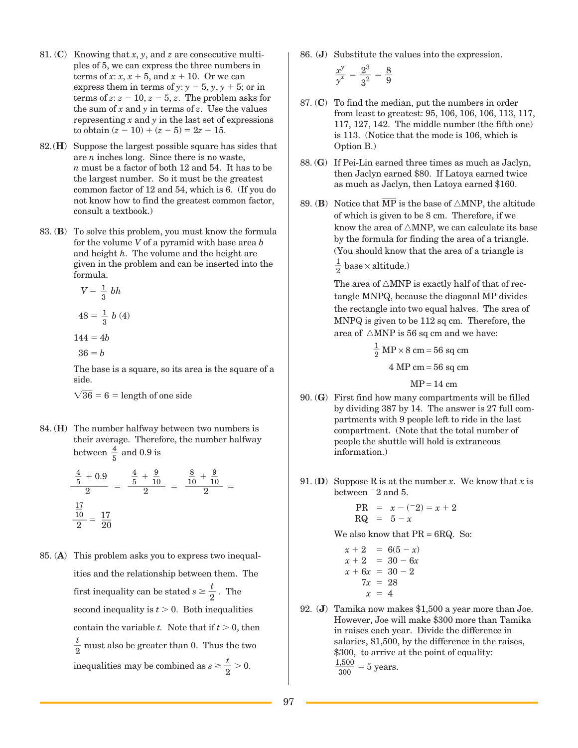81. (**C**) Knowing that $x$, $y$, and $z$ are consecutive multiples of 5, we can express the three numbers in terms of $x$: $x$, $x + 5$, and $x + 10$. Or we can express them in terms of $y$: $y - 5$, $y$, $y + 5$; or in terms of $z$: $z - 10$, $z - 5$, $z$. The problem asks for the sum of $x$ and $y$ in terms of $z$. Use the values representing $x$ and $y$ in the last set of expressions to obtain $(z - 10) + (z - 5) = 2z - 15$.

82. (**H**) Suppose the largest possible square has sides that are $n$ inches long. Since there is no waste, $n$ must be a factor of both 12 and 54. It has to be the largest number. So it must be the greatest common factor of 12 and 54, which is 6. (If you do not know how to find the greatest common factor, consult a textbook.)

83. (**B**) To solve this problem, you must know the formula for the volume $V$ of a pyramid with base area $b$ and height $h$. The volume and the height are given in the problem and can be inserted into the formula.

$$V = \frac{1}{3}bh$$

$$48 = \frac{1}{3}b(4)$$

$$144 = 4b$$

$$36 = b$$

The base is a square, so its area is the square of a side.

$\sqrt{36} = 6 =$ length of one side

84. (**H**) The number halfway between two numbers is their average. Therefore, the number halfway between $\frac{4}{5}$ and 0.9 is

$$\frac{\frac{4}{5} + 0.9}{2} = \frac{\frac{4}{5} + \frac{9}{10}}{2} = \frac{\frac{8}{10} + \frac{9}{10}}{2} = \frac{\frac{17}{10}}{2} = \frac{17}{20}$$

85. (**A**) This problem asks you to express two inequalities and the relationship between them. The first inequality can be stated $s \geq \frac{t}{2}$. The second inequality is $t > 0$. Both inequalities contain the variable $t$. Note that if $t > 0$, then $\frac{t}{2}$ must also be greater than 0. Thus the two inequalities may be combined as $s \geq \frac{t}{2} > 0$.

86. (**J**) Substitute the values into the expression.

$$\frac{x^y}{y^x} = \frac{2^3}{3^2} = \frac{8}{9}$$

87. (**C**) To find the median, put the numbers in order from least to greatest: 95, 106, 106, 106, 113, 117, 117, 127, 142. The middle number (the fifth one) is 113. (Notice that the mode is 106, which is Option B.)

88. (**G**) If Pei-Lin earned three times as much as Jaclyn, then Jaclyn earned \$80. If Latoya earned twice as much as Jaclyn, then Latoya earned \$160.

89. (**B**) Notice that $\overline{MP}$ is the base of $\triangle MNP$, the altitude of which is given to be 8 cm. Therefore, if we know the area of $\triangle MNP$, we can calculate its base by the formula for finding the area of a triangle. (You should know that the area of a triangle is $\frac{1}{2}$ base $\times$ altitude.)

The area of $\triangle MNP$ is exactly half of that of rectangle MNPQ, because the diagonal $\overline{MP}$ divides the rectangle into two equal halves. The area of MNPQ is given to be 112 sq cm. Therefore, the area of $\triangle MNP$ is 56 sq cm and we have:

$$\frac{1}{2}\text{MP} \times 8 \text{ cm} = 56 \text{ sq cm}$$

$$4 \text{ MP cm} = 56 \text{ sq cm}$$

$$\text{MP} = 14 \text{ cm}$$

90. (**G**) First find how many compartments will be filled by dividing 387 by 14. The answer is 27 full compartments with 9 people left to ride in the last compartment. (Note that the total number of people the shuttle will hold is extraneous information.)

91. (**D**) Suppose R is at the number $x$. We know that $x$ is between $^-2$ and 5.

$$\text{PR} = x - (^-2) = x + 2$$
$$\text{RQ} = 5 - x$$

We also know that PR = 6RQ. So:

$$x + 2 = 6(5 - x)$$
$$x + 2 = 30 - 6x$$
$$x + 6x = 30 - 2$$
$$7x = 28$$
$$x = 4$$

92. (**J**) Tamika now makes \$1,500 a year more than Joe. However, Joe will make \$300 more than Tamika in raises each year. Divide the difference in salaries, \$1,500, by the difference in the raises, \$300, to arrive at the point of equality: $\frac{1{,}500}{300} = 5$ years.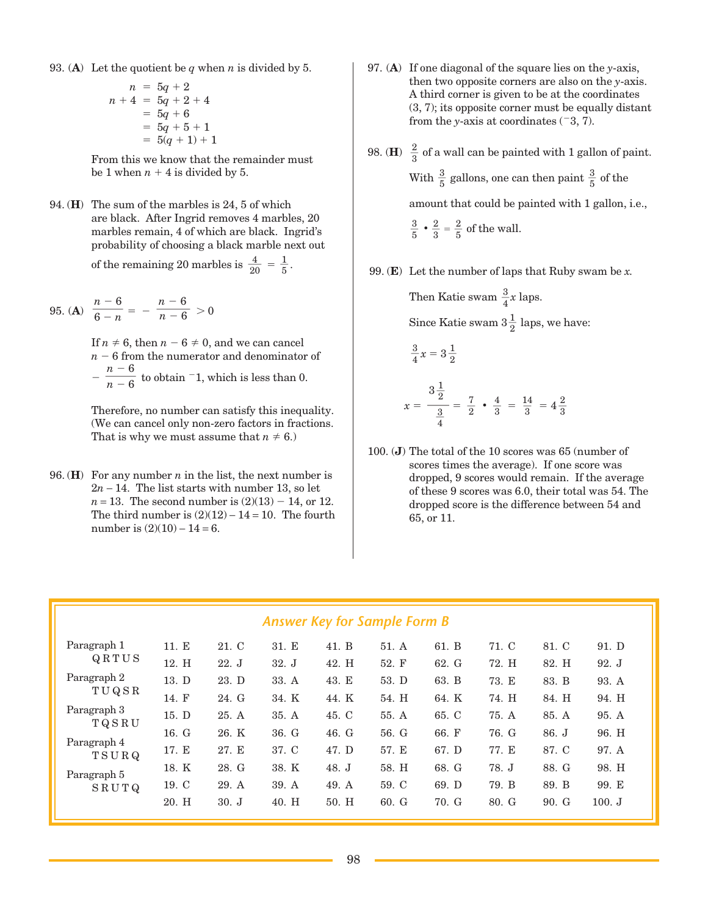93. (**A**) Let the quotient be $q$ when $n$ is divided by 5.

$$\begin{aligned} n &= 5q + 2 \\ n + 4 &= 5q + 2 + 4 \\ &= 5q + 6 \\ &= 5q + 5 + 1 \\ &= 5(q + 1) + 1 \end{aligned}$$

From this we know that the remainder must be 1 when $n + 4$ is divided by 5.

94. (**H**) The sum of the marbles is 24, 5 of which are black. After Ingrid removes 4 marbles, 20 marbles remain, 4 of which are black. Ingrid's probability of choosing a black marble next out of the remaining 20 marbles is $\frac{4}{20} = \frac{1}{5}$.

95. (**A**) $\frac{n-6}{6-n} = -\frac{n-6}{n-6} > 0$

If $n \neq 6$, then $n - 6 \neq 0$, and we can cancel $n - 6$ from the numerator and denominator of $-\frac{n-6}{n-6}$ to obtain $^{-}1$, which is less than 0.

Therefore, no number can satisfy this inequality. (We can cancel only non-zero factors in fractions. That is why we must assume that $n \neq 6$.)

96. (**H**) For any number $n$ in the list, the next number is $2n - 14$. The list starts with number 13, so let $n = 13$. The second number is $(2)(13) - 14$, or 12. The third number is $(2)(12) - 14 = 10$. The fourth number is $(2)(10) - 14 = 6$.

97. (**A**) If one diagonal of the square lies on the $y$-axis, then two opposite corners are also on the $y$-axis. A third corner is given to be at the coordinates (3, 7); its opposite corner must be equally distant from the $y$-axis at coordinates ($^{-}3$, 7).

98. (**H**) $\frac{2}{3}$ of a wall can be painted with 1 gallon of paint. With $\frac{3}{5}$ gallons, one can then paint $\frac{3}{5}$ of the amount that could be painted with 1 gallon, i.e., $\frac{3}{5} \cdot \frac{2}{3} = \frac{2}{5}$ of the wall.

99. (**E**) Let the number of laps that Ruby swam be $x$.

Then Katie swam $\frac{3}{4}x$ laps.

Since Katie swam $3\frac{1}{2}$ laps, we have:

$$\frac{3}{4}x = 3\frac{1}{2}$$

$$x = \frac{3\frac{1}{2}}{\frac{3}{4}} = \frac{7}{2} \cdot \frac{4}{3} = \frac{14}{3} = 4\frac{2}{3}$$

100. (**J**) The total of the 10 scores was 65 (number of scores times the average). If one score was dropped, 9 scores would remain. If the average of these 9 scores was 6.0, their total was 54. The dropped score is the difference between 54 and 65, or 11.

## Answer Key for Sample Form B

| | | | | | | | | | |
|---|---|---|---|---|---|---|---|---|---|
| Paragraph 1 | 11. E | 21. C | 31. E | 41. B | 51. A | 61. B | 71. C | 81. C | 91. D |
| Q R T U S | 12. H | 22. J | 32. J | 42. H | 52. F | 62. G | 72. H | 82. H | 92. J |
| Paragraph 2 | 13. D | 23. D | 33. A | 43. E | 53. D | 63. B | 73. E | 83. B | 93. A |
| T U Q S R | 14. F | 24. G | 34. K | 44. K | 54. H | 64. K | 74. H | 84. H | 94. H |
| Paragraph 3 | 15. D | 25. A | 35. A | 45. C | 55. A | 65. C | 75. A | 85. A | 95. A |
| T Q S R U | 16. G | 26. K | 36. G | 46. G | 56. G | 66. F | 76. G | 86. J | 96. H |
| Paragraph 4 | 17. E | 27. E | 37. C | 47. D | 57. E | 67. D | 77. E | 87. C | 97. A |
| T S U R Q | 18. K | 28. G | 38. K | 48. J | 58. H | 68. G | 78. J | 88. G | 98. H |
| Paragraph 5 | 19. C | 29. A | 39. A | 49. A | 59. C | 69. D | 79. B | 89. B | 99. E |
| S R U T Q | 20. H | 30. J | 40. H | 50. H | 60. G | 70. G | 80. G | 90. G | 100. J |